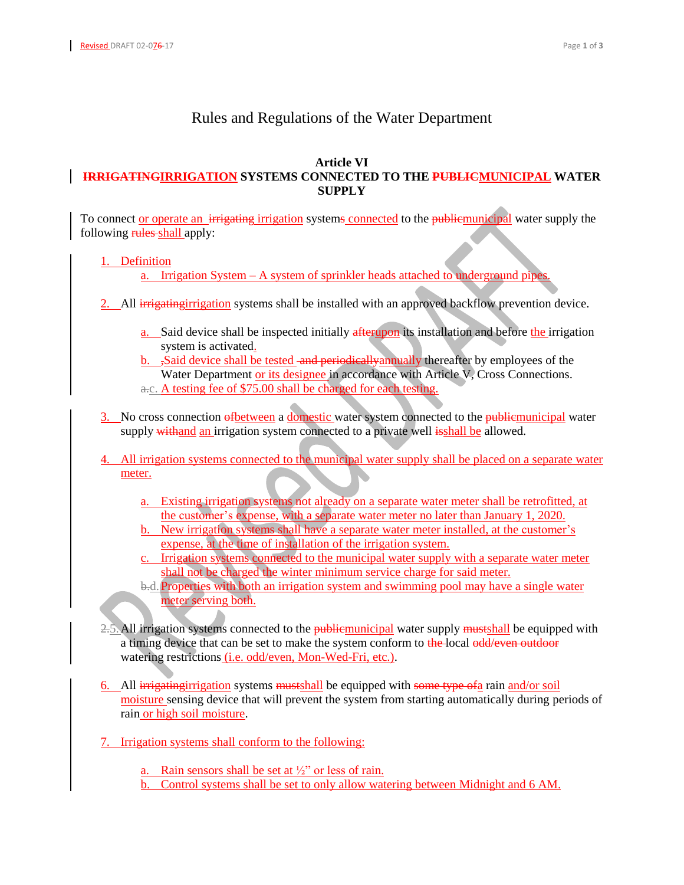# Rules and Regulations of the Water Department

## Article VI

## ~~IRRIGATING~~IRRIGATION SYSTEMS CONNECTED TO THE ~~PUBLIC~~MUNICIPAL WATER SUPPLY

To connect or operate an ~~irrigating~~ irrigation system~~s~~ connected to the ~~public~~municipal water supply the following ~~rules~~ shall apply:

1. Definition
   - a. Irrigation System – A system of sprinkler heads attached to underground pipes.

2. All ~~irrigating~~irrigation systems shall be installed with an approved backflow prevention device.
   - a. Said device shall be inspected initially ~~after~~upon its installation and before the irrigation system is activated.
   - b. ~~,~~Said device shall be tested ~~and periodically~~annually thereafter by employees of the Water Department or its designee in accordance with Article V, Cross Connections.
   - ~~a.~~c. A testing fee of $75.00 shall be charged for each testing.

3. No cross connection ~~of~~between a domestic water system connected to the ~~public~~municipal water supply ~~with~~and an irrigation system connected to a private well ~~is~~shall be allowed.

4. All irrigation systems connected to the municipal water supply shall be placed on a separate water meter.
   - a. Existing irrigation systems not already on a separate water meter shall be retrofitted, at the customer's expense, with a separate water meter no later than January 1, 2020.
   - b. New irrigation systems shall have a separate water meter installed, at the customer's expense, at the time of installation of the irrigation system.
   - c. Irrigation systems connected to the municipal water supply with a separate water meter shall not be charged the winter minimum service charge for said meter.
   - ~~b.~~d. Properties with both an irrigation system and swimming pool may have a single water meter serving both.

~~2.~~5. All irrigation systems connected to the ~~public~~municipal water supply ~~must~~shall be equipped with a timing device that can be set to make the system conform to ~~the~~ local ~~odd/even outdoor~~ watering restrictions (i.e. odd/even, Mon-Wed-Fri, etc.).

6. All ~~irrigating~~irrigation systems ~~must~~shall be equipped with ~~some type of~~a rain and/or soil moisture sensing device that will prevent the system from starting automatically during periods of rain or high soil moisture.

7. Irrigation systems shall conform to the following:
   - a. Rain sensors shall be set at ½" or less of rain.
   - b. Control systems shall be set to only allow watering between Midnight and 6 AM.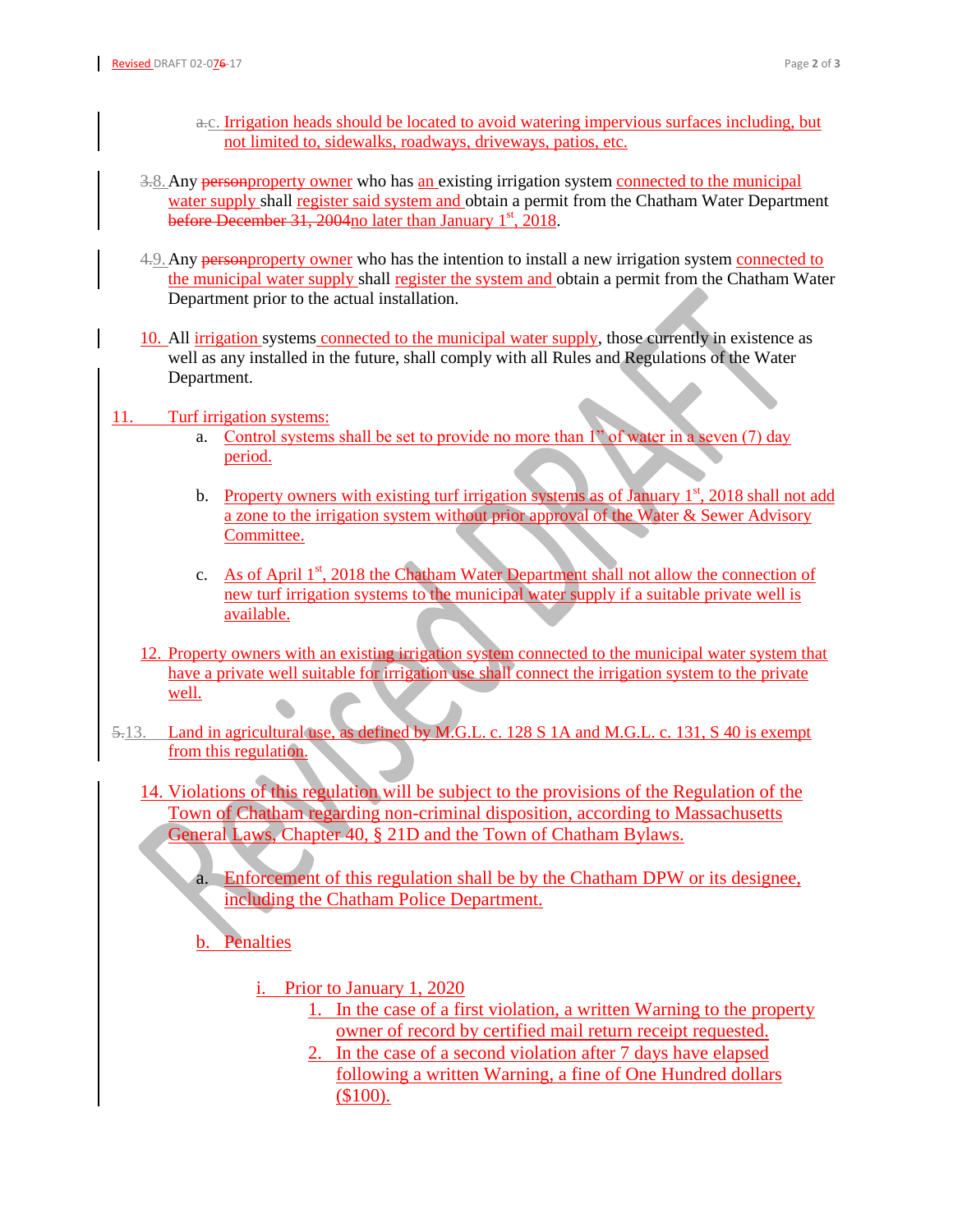c. Irrigation heads should be located to avoid watering impervious surfaces including, but not limited to, sidewalks, roadways, driveways, patios, etc.

8. Any property owner who has an existing irrigation system connected to the municipal water supply shall register said system and obtain a permit from the Chatham Water Department no later than January 1st, 2018.

9. Any property owner who has the intention to install a new irrigation system connected to the municipal water supply shall register the system and obtain a permit from the Chatham Water Department prior to the actual installation.

10. All irrigation systems connected to the municipal water supply, those currently in existence as well as any installed in the future, shall comply with all Rules and Regulations of the Water Department.

11. Turf irrigation systems:
    a. Control systems shall be set to provide no more than 1" of water in a seven (7) day period.

    b. Property owners with existing turf irrigation systems as of January 1st, 2018 shall not add a zone to the irrigation system without prior approval of the Water & Sewer Advisory Committee.

    c. As of April 1st, 2018 the Chatham Water Department shall not allow the connection of new turf irrigation systems to the municipal water supply if a suitable private well is available.

12. Property owners with an existing irrigation system connected to the municipal water system that have a private well suitable for irrigation use shall connect the irrigation system to the private well.

13. Land in agricultural use, as defined by M.G.L. c. 128 S 1A and M.G.L. c. 131, S 40 is exempt from this regulation.

14. Violations of this regulation will be subject to the provisions of the Regulation of the Town of Chatham regarding non-criminal disposition, according to Massachusetts General Laws, Chapter 40, § 21D and the Town of Chatham Bylaws.

    a. Enforcement of this regulation shall be by the Chatham DPW or its designee, including the Chatham Police Department.

    b. Penalties

        i. Prior to January 1, 2020
            1. In the case of a first violation, a written Warning to the property owner of record by certified mail return receipt requested.
            2. In the case of a second violation after 7 days have elapsed following a written Warning, a fine of One Hundred dollars ($100).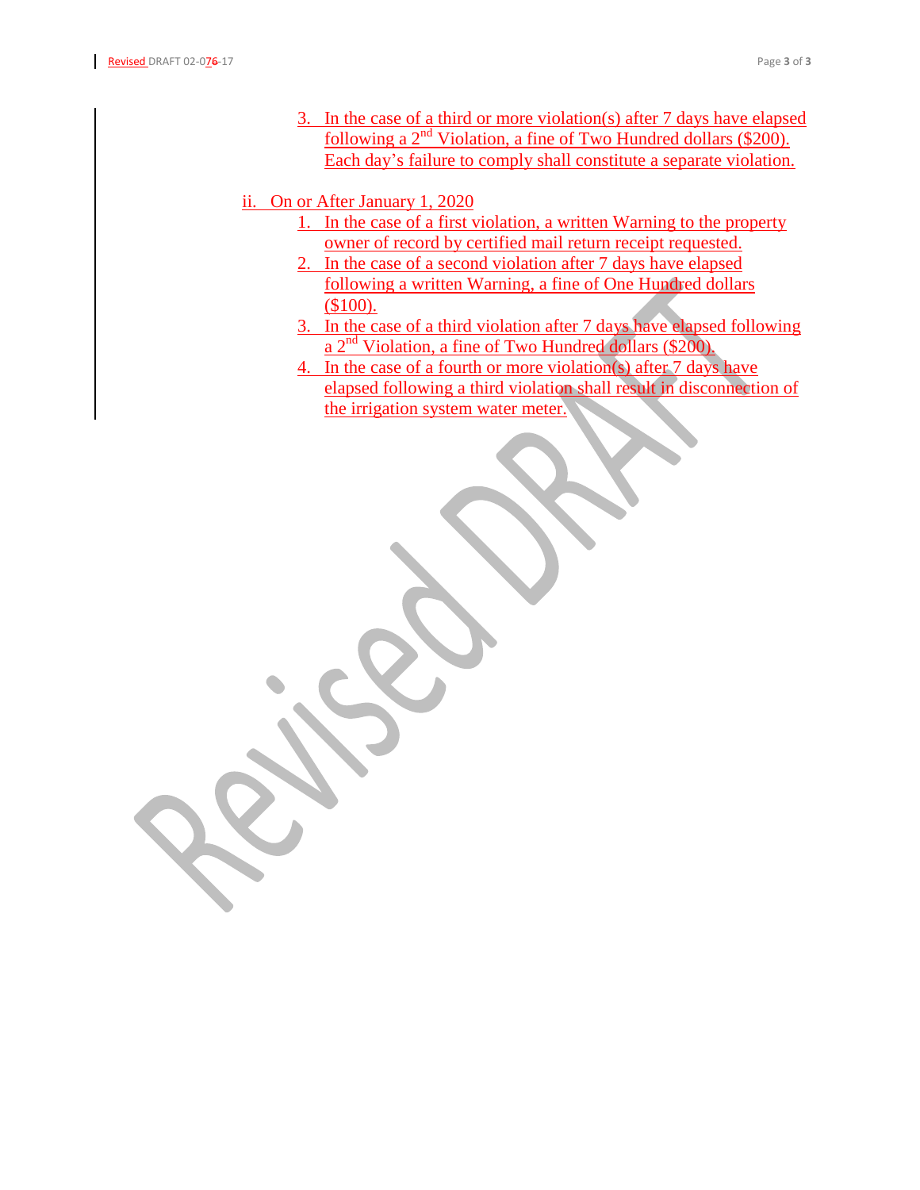3. In the case of a third or more violation(s) after 7 days have elapsed following a 2nd Violation, a fine of Two Hundred dollars ($200). Each day's failure to comply shall constitute a separate violation.

ii. On or After January 1, 2020

1. In the case of a first violation, a written Warning to the property owner of record by certified mail return receipt requested.
2. In the case of a second violation after 7 days have elapsed following a written Warning, a fine of One Hundred dollars ($100).
3. In the case of a third violation after 7 days have elapsed following a 2nd Violation, a fine of Two Hundred dollars ($200).
4. In the case of a fourth or more violation(s) after 7 days have elapsed following a third violation shall result in disconnection of the irrigation system water meter.